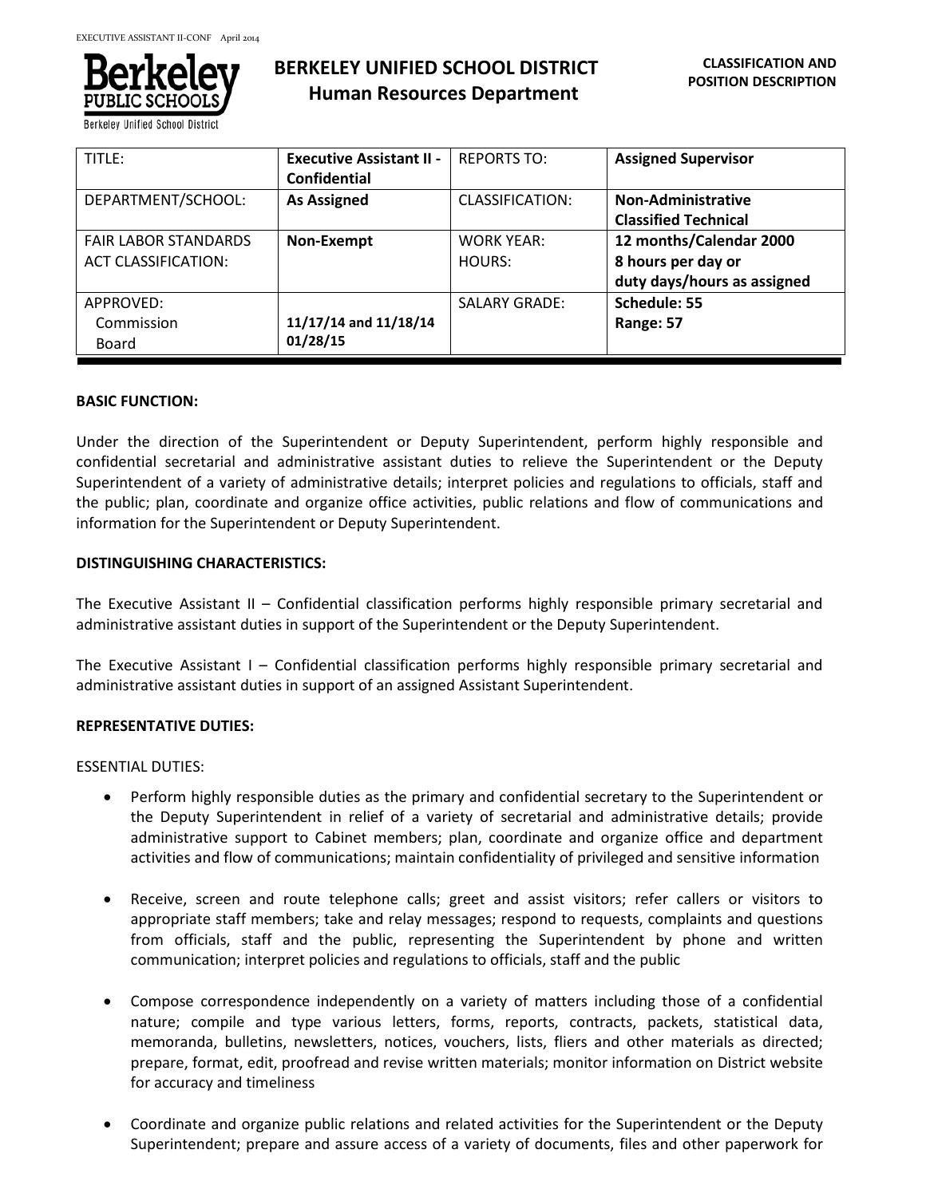# BERKELEY UNIFIED SCHOOL DISTRICT
## Human Resources Department

**CLASSIFICATION AND POSITION DESCRIPTION**

| TITLE: | **Executive Assistant II - Confidential** | REPORTS TO: | **Assigned Supervisor** |
|---|---|---|---|
| DEPARTMENT/SCHOOL: | **As Assigned** | CLASSIFICATION: | **Non-Administrative Classified Technical** |
| FAIR LABOR STANDARDS ACT CLASSIFICATION: | **Non-Exempt** | WORK YEAR: HOURS: | **12 months/Calendar 2000 8 hours per day or duty days/hours as assigned** |
| APPROVED: Commission Board | **11/17/14 and 11/18/14 01/28/15** | SALARY GRADE: | **Schedule: 55 Range: 57** |

**BASIC FUNCTION:**

Under the direction of the Superintendent or Deputy Superintendent, perform highly responsible and confidential secretarial and administrative assistant duties to relieve the Superintendent or the Deputy Superintendent of a variety of administrative details; interpret policies and regulations to officials, staff and the public; plan, coordinate and organize office activities, public relations and flow of communications and information for the Superintendent or Deputy Superintendent.

**DISTINGUISHING CHARACTERISTICS:**

The Executive Assistant II – Confidential classification performs highly responsible primary secretarial and administrative assistant duties in support of the Superintendent or the Deputy Superintendent.

The Executive Assistant I – Confidential classification performs highly responsible primary secretarial and administrative assistant duties in support of an assigned Assistant Superintendent.

**REPRESENTATIVE DUTIES:**

ESSENTIAL DUTIES:

- Perform highly responsible duties as the primary and confidential secretary to the Superintendent or the Deputy Superintendent in relief of a variety of secretarial and administrative details; provide administrative support to Cabinet members; plan, coordinate and organize office and department activities and flow of communications; maintain confidentiality of privileged and sensitive information
- Receive, screen and route telephone calls; greet and assist visitors; refer callers or visitors to appropriate staff members; take and relay messages; respond to requests, complaints and questions from officials, staff and the public, representing the Superintendent by phone and written communication; interpret policies and regulations to officials, staff and the public
- Compose correspondence independently on a variety of matters including those of a confidential nature; compile and type various letters, forms, reports, contracts, packets, statistical data, memoranda, bulletins, newsletters, notices, vouchers, lists, fliers and other materials as directed; prepare, format, edit, proofread and revise written materials; monitor information on District website for accuracy and timeliness
- Coordinate and organize public relations and related activities for the Superintendent or the Deputy Superintendent; prepare and assure access of a variety of documents, files and other paperwork for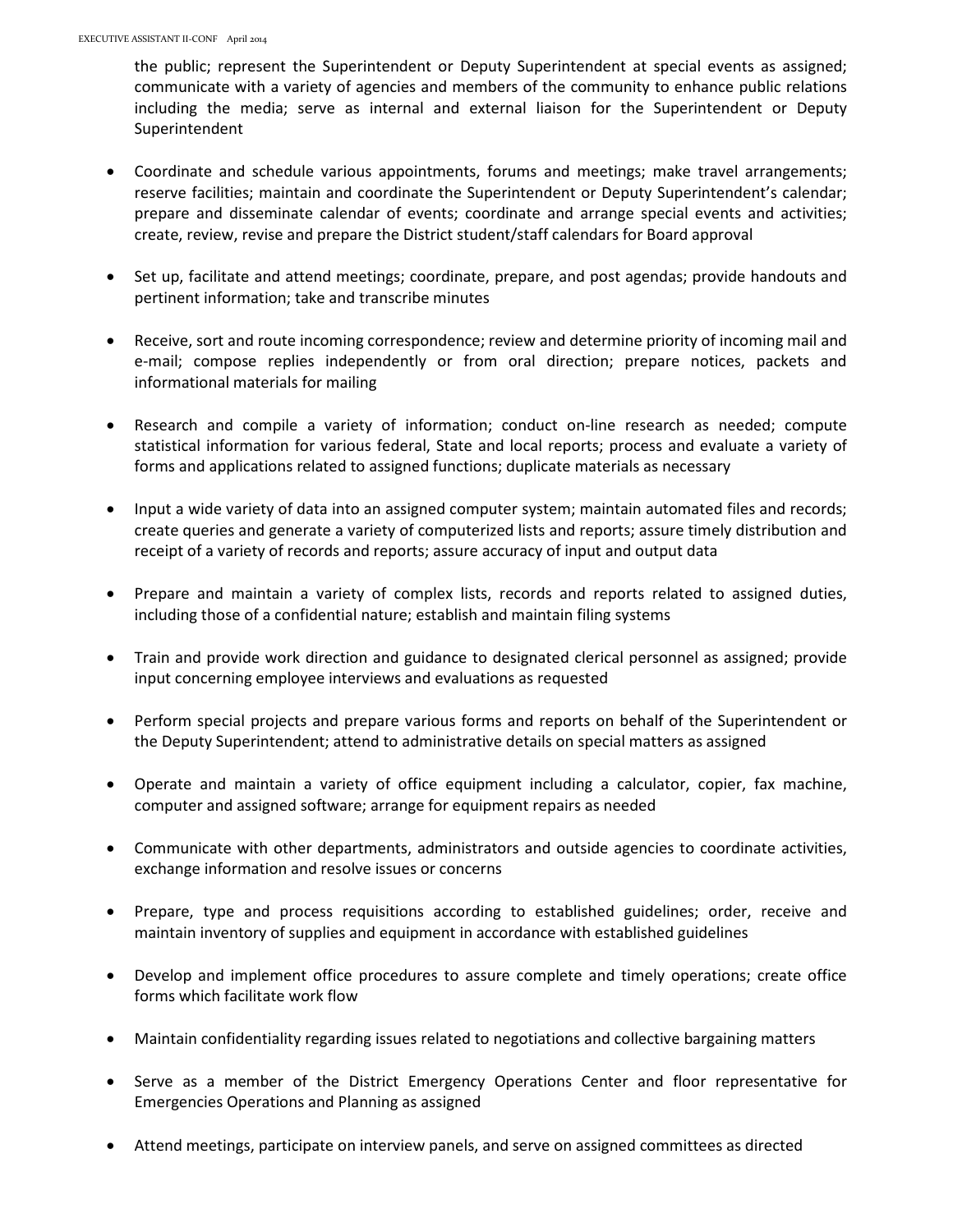the public; represent the Superintendent or Deputy Superintendent at special events as assigned; communicate with a variety of agencies and members of the community to enhance public relations including the media; serve as internal and external liaison for the Superintendent or Deputy Superintendent

- Coordinate and schedule various appointments, forums and meetings; make travel arrangements; reserve facilities; maintain and coordinate the Superintendent or Deputy Superintendent's calendar; prepare and disseminate calendar of events; coordinate and arrange special events and activities; create, review, revise and prepare the District student/staff calendars for Board approval

- Set up, facilitate and attend meetings; coordinate, prepare, and post agendas; provide handouts and pertinent information; take and transcribe minutes

- Receive, sort and route incoming correspondence; review and determine priority of incoming mail and e-mail; compose replies independently or from oral direction; prepare notices, packets and informational materials for mailing

- Research and compile a variety of information; conduct on-line research as needed; compute statistical information for various federal, State and local reports; process and evaluate a variety of forms and applications related to assigned functions; duplicate materials as necessary

- Input a wide variety of data into an assigned computer system; maintain automated files and records; create queries and generate a variety of computerized lists and reports; assure timely distribution and receipt of a variety of records and reports; assure accuracy of input and output data

- Prepare and maintain a variety of complex lists, records and reports related to assigned duties, including those of a confidential nature; establish and maintain filing systems

- Train and provide work direction and guidance to designated clerical personnel as assigned; provide input concerning employee interviews and evaluations as requested

- Perform special projects and prepare various forms and reports on behalf of the Superintendent or the Deputy Superintendent; attend to administrative details on special matters as assigned

- Operate and maintain a variety of office equipment including a calculator, copier, fax machine, computer and assigned software; arrange for equipment repairs as needed

- Communicate with other departments, administrators and outside agencies to coordinate activities, exchange information and resolve issues or concerns

- Prepare, type and process requisitions according to established guidelines; order, receive and maintain inventory of supplies and equipment in accordance with established guidelines

- Develop and implement office procedures to assure complete and timely operations; create office forms which facilitate work flow

- Maintain confidentiality regarding issues related to negotiations and collective bargaining matters

- Serve as a member of the District Emergency Operations Center and floor representative for Emergencies Operations and Planning as assigned

- Attend meetings, participate on interview panels, and serve on assigned committees as directed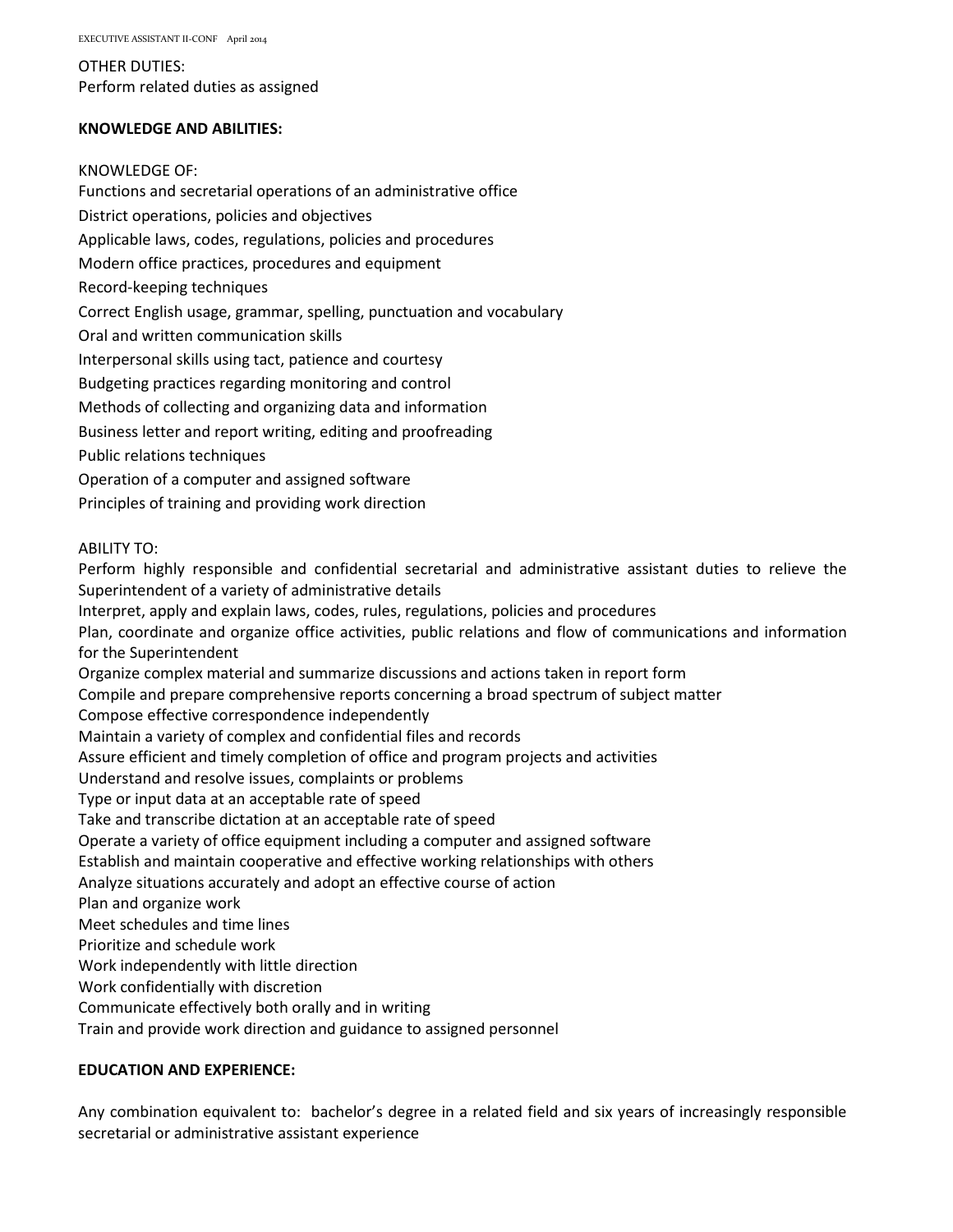OTHER DUTIES:
Perform related duties as assigned

**KNOWLEDGE AND ABILITIES:**

KNOWLEDGE OF:
Functions and secretarial operations of an administrative office
District operations, policies and objectives
Applicable laws, codes, regulations, policies and procedures
Modern office practices, procedures and equipment
Record-keeping techniques
Correct English usage, grammar, spelling, punctuation and vocabulary
Oral and written communication skills
Interpersonal skills using tact, patience and courtesy
Budgeting practices regarding monitoring and control
Methods of collecting and organizing data and information
Business letter and report writing, editing and proofreading
Public relations techniques
Operation of a computer and assigned software
Principles of training and providing work direction

ABILITY TO:
Perform highly responsible and confidential secretarial and administrative assistant duties to relieve the Superintendent of a variety of administrative details
Interpret, apply and explain laws, codes, rules, regulations, policies and procedures
Plan, coordinate and organize office activities, public relations and flow of communications and information for the Superintendent
Organize complex material and summarize discussions and actions taken in report form
Compile and prepare comprehensive reports concerning a broad spectrum of subject matter
Compose effective correspondence independently
Maintain a variety of complex and confidential files and records
Assure efficient and timely completion of office and program projects and activities
Understand and resolve issues, complaints or problems
Type or input data at an acceptable rate of speed
Take and transcribe dictation at an acceptable rate of speed
Operate a variety of office equipment including a computer and assigned software
Establish and maintain cooperative and effective working relationships with others
Analyze situations accurately and adopt an effective course of action
Plan and organize work
Meet schedules and time lines
Prioritize and schedule work
Work independently with little direction
Work confidentially with discretion
Communicate effectively both orally and in writing
Train and provide work direction and guidance to assigned personnel

**EDUCATION AND EXPERIENCE:**

Any combination equivalent to: bachelor's degree in a related field and six years of increasingly responsible secretarial or administrative assistant experience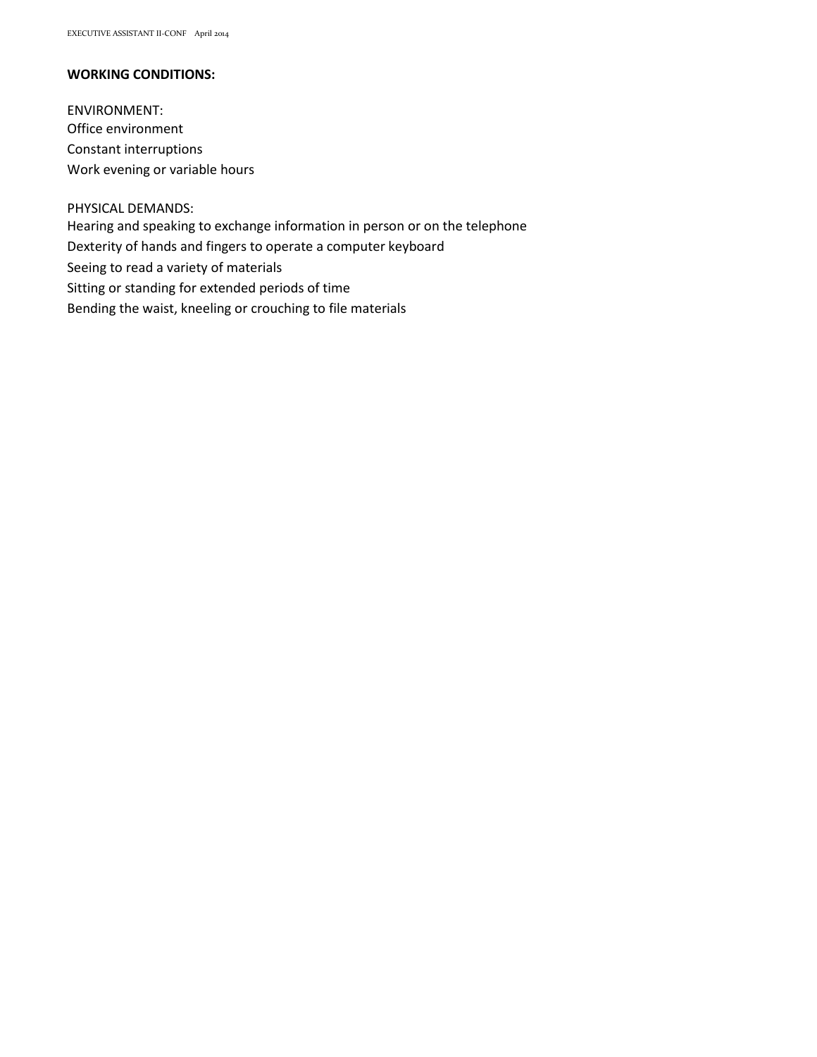**WORKING CONDITIONS:**

ENVIRONMENT:
Office environment
Constant interruptions
Work evening or variable hours

PHYSICAL DEMANDS:
Hearing and speaking to exchange information in person or on the telephone
Dexterity of hands and fingers to operate a computer keyboard
Seeing to read a variety of materials
Sitting or standing for extended periods of time
Bending the waist, kneeling or crouching to file materials